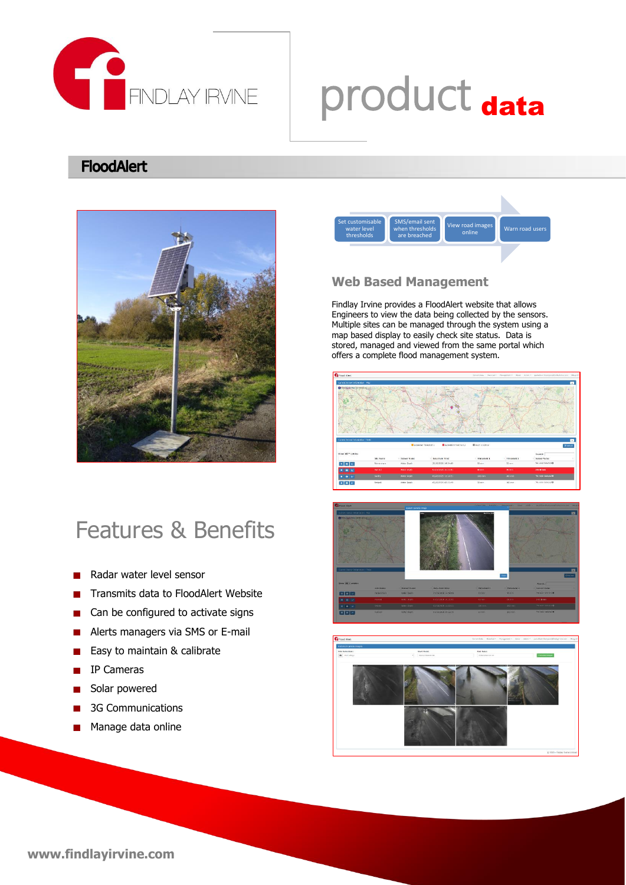FINDLAY IRVINE

# product data

## FloodAlert

Set customisable water level thresholds → SMS/email sent when thresholds are breached → View road images online → Warn road users

### Web Based Management

Findlay Irvine provides a FloodAlert website that allows Engineers to view the data being collected by the sensors. Multiple sites can be managed through the system using a map based display to easily check site status. Data is stored, managed and viewed from the same portal which offers a complete flood management system.

## Features & Benefits

- Radar water level sensor
- Transmits data to FloodAlert Website
- Can be configured to activate signs
- Alerts managers via SMS or E-mail
- Easy to maintain & calibrate
- IP Cameras
- Solar powered
- 3G Communications
- Manage data online

www.findlayirvine.com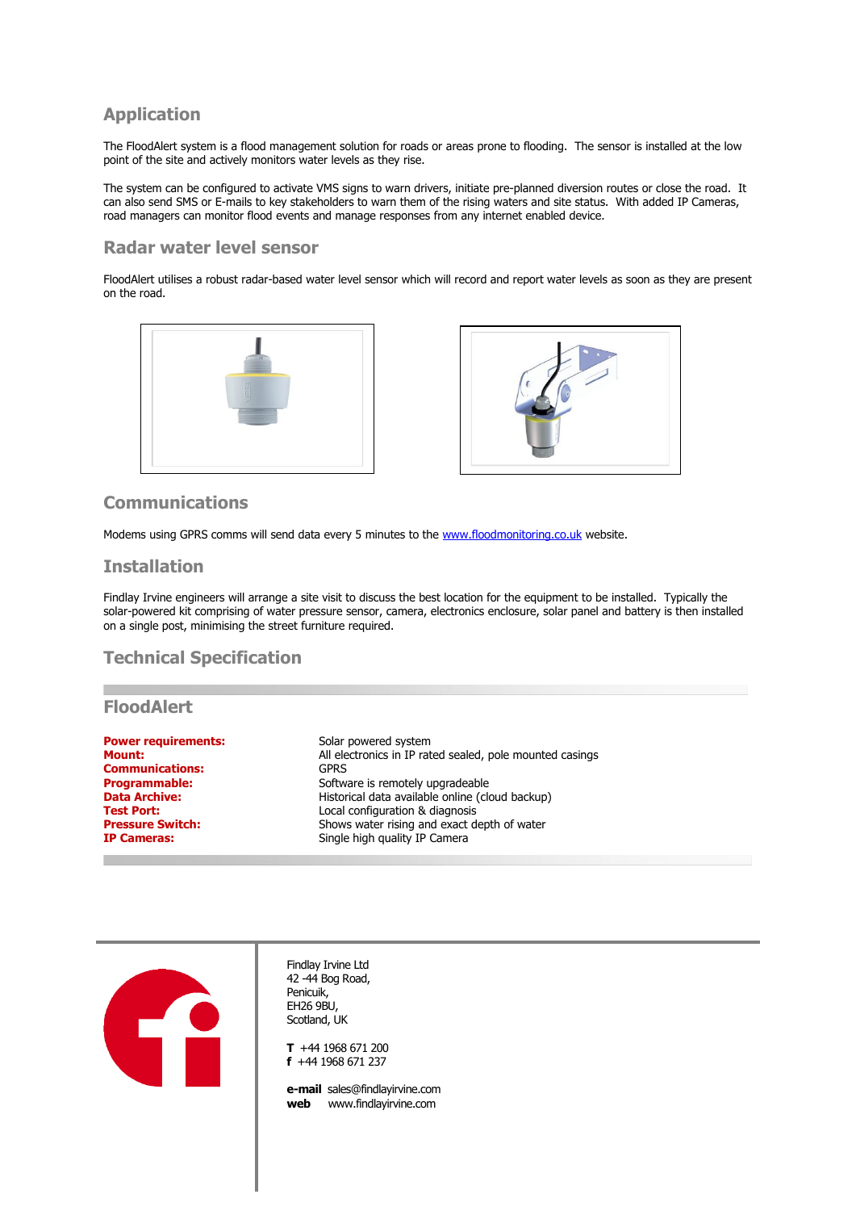## Application

The FloodAlert system is a flood management solution for roads or areas prone to flooding. The sensor is installed at the low point of the site and actively monitors water levels as they rise.

The system can be configured to activate VMS signs to warn drivers, initiate pre-planned diversion routes or close the road. It can also send SMS or E-mails to key stakeholders to warn them of the rising waters and site status. With added IP Cameras, road managers can monitor flood events and manage responses from any internet enabled device.

## Radar water level sensor

FloodAlert utilises a robust radar-based water level sensor which will record and report water levels as soon as they are present on the road.

## Communications

Modems using GPRS comms will send data every 5 minutes to the [www.floodmonitoring.co.uk](http://www.floodmonitoring.co.uk) website.

## Installation

Findlay Irvine engineers will arrange a site visit to discuss the best location for the equipment to be installed. Typically the solar-powered kit comprising of water pressure sensor, camera, electronics enclosure, solar panel and battery is then installed on a single post, minimising the street furniture required.

## Technical Specification

### FloodAlert

| | |
|---|---|
| **Power requirements:** | Solar powered system |
| **Mount:** | All electronics in IP rated sealed, pole mounted casings |
| **Communications:** | GPRS |
| **Programmable:** | Software is remotely upgradeable |
| **Data Archive:** | Historical data available online (cloud backup) |
| **Test Port:** | Local configuration & diagnosis |
| **Pressure Switch:** | Shows water rising and exact depth of water |
| **IP Cameras:** | Single high quality IP Camera |

Findlay Irvine Ltd
42 -44 Bog Road,
Penicuik,
EH26 9BU,
Scotland, UK

**T** +44 1968 671 200
**f** +44 1968 671 237

**e-mail** sales@findlayirvine.com
**web** www.findlayirvine.com